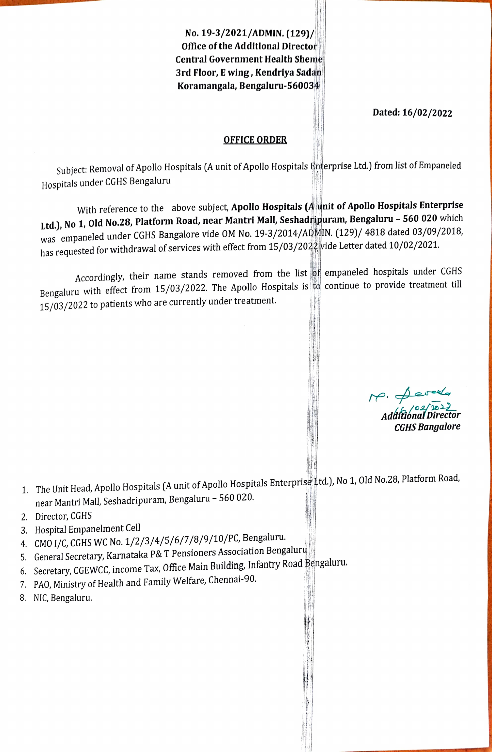**No. 19-3/2021/ADMIN. (129)/**
**Office of the Additional Director**
**Central Government Health Sheme**
**3rd Floor, E wing , Kendriya Sadan**
**Koramangala, Bengaluru-560034**

**Dated: 16/02/2022**

## OFFICE ORDER

Subject: Removal of Apollo Hospitals (A unit of Apollo Hospitals Enterprise Ltd.) from list of Empaneled Hospitals under CGHS Bengaluru

With reference to the above subject, **Apollo Hospitals (A unit of Apollo Hospitals Enterprise Ltd.), No 1, Old No.28, Platform Road, near Mantri Mall, Seshadripuram, Bengaluru – 560 020** which was empaneled under CGHS Bangalore vide OM No. 19-3/2014/ADMIN. (129)/ 4818 dated 03/09/2018, has requested for withdrawal of services with effect from 15/03/2022 vide Letter dated 10/02/2021.

Accordingly, their name stands removed from the list of empaneled hospitals under CGHS Bengaluru with effect from 15/03/2022. The Apollo Hospitals is to continue to provide treatment till 15/03/2022 to patients who are currently under treatment.

16/02/2022

*Additional Director*
*CGHS Bangalore*

1. The Unit Head, Apollo Hospitals (A unit of Apollo Hospitals Enterprise Ltd.), No 1, Old No.28, Platform Road, near Mantri Mall, Seshadripuram, Bengaluru – 560 020.
2. Director, CGHS
3. Hospital Empanelment Cell
4. CMO I/C, CGHS WC No. 1/2/3/4/5/6/7/8/9/10/PC, Bengaluru.
5. General Secretary, Karnataka P& T Pensioners Association Bengaluru
6. Secretary, CGEWCC, income Tax, Office Main Building, Infantry Road Bengaluru.
7. PAO, Ministry of Health and Family Welfare, Chennai-90.
8. NIC, Bengaluru.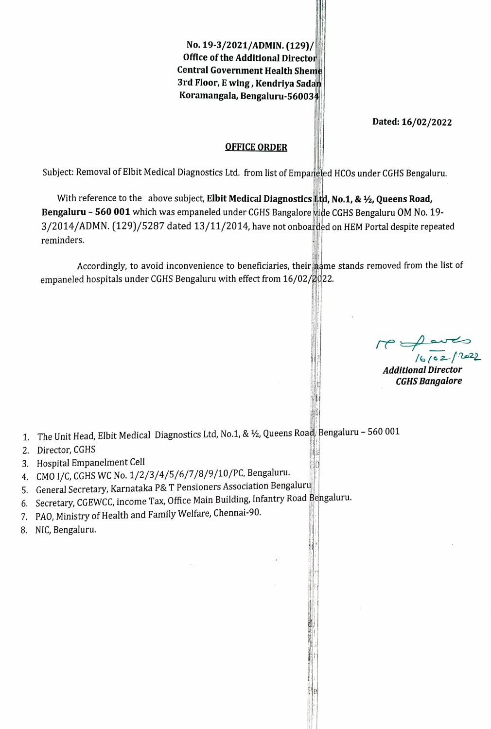**No. 19-3/2021/ADMIN. (129)/**
**Office of the Additional Director**
**Central Government Health Sheme**
**3rd Floor, E wing , Kendriya Sadan**
**Koramangala, Bengaluru-560034**

**Dated: 16/02/2022**

**OFFICE ORDER**

Subject: Removal of Elbit Medical Diagnostics Ltd. from list of Empaneled HCOs under CGHS Bengaluru.

With reference to the above subject, **Elbit Medical Diagnostics Ltd, No.1, & ½, Queens Road, Bengaluru – 560 001** which was empaneled under CGHS Bangalore vide CGHS Bengaluru OM No. 19-3/2014/ADMN. (129)/5287 dated 13/11/2014, have not onboarded on HEM Portal despite repeated reminders.

Accordingly, to avoid inconvenience to beneficiaries, their name stands removed from the list of empaneled hospitals under CGHS Bengaluru with effect from 16/02/2022.

16/02/2022
***Additional Director***
***CGHS Bangalore***

1. The Unit Head, Elbit Medical Diagnostics Ltd, No.1, & ½, Queens Road, Bengaluru – 560 001
2. Director, CGHS
3. Hospital Empanelment Cell
4. CMO I/C, CGHS WC No. 1/2/3/4/5/6/7/8/9/10/PC, Bengaluru.
5. General Secretary, Karnataka P& T Pensioners Association Bengaluru
6. Secretary, CGEWCC, income Tax, Office Main Building, Infantry Road Bengaluru.
7. PAO, Ministry of Health and Family Welfare, Chennai-90.
8. NIC, Bengaluru.